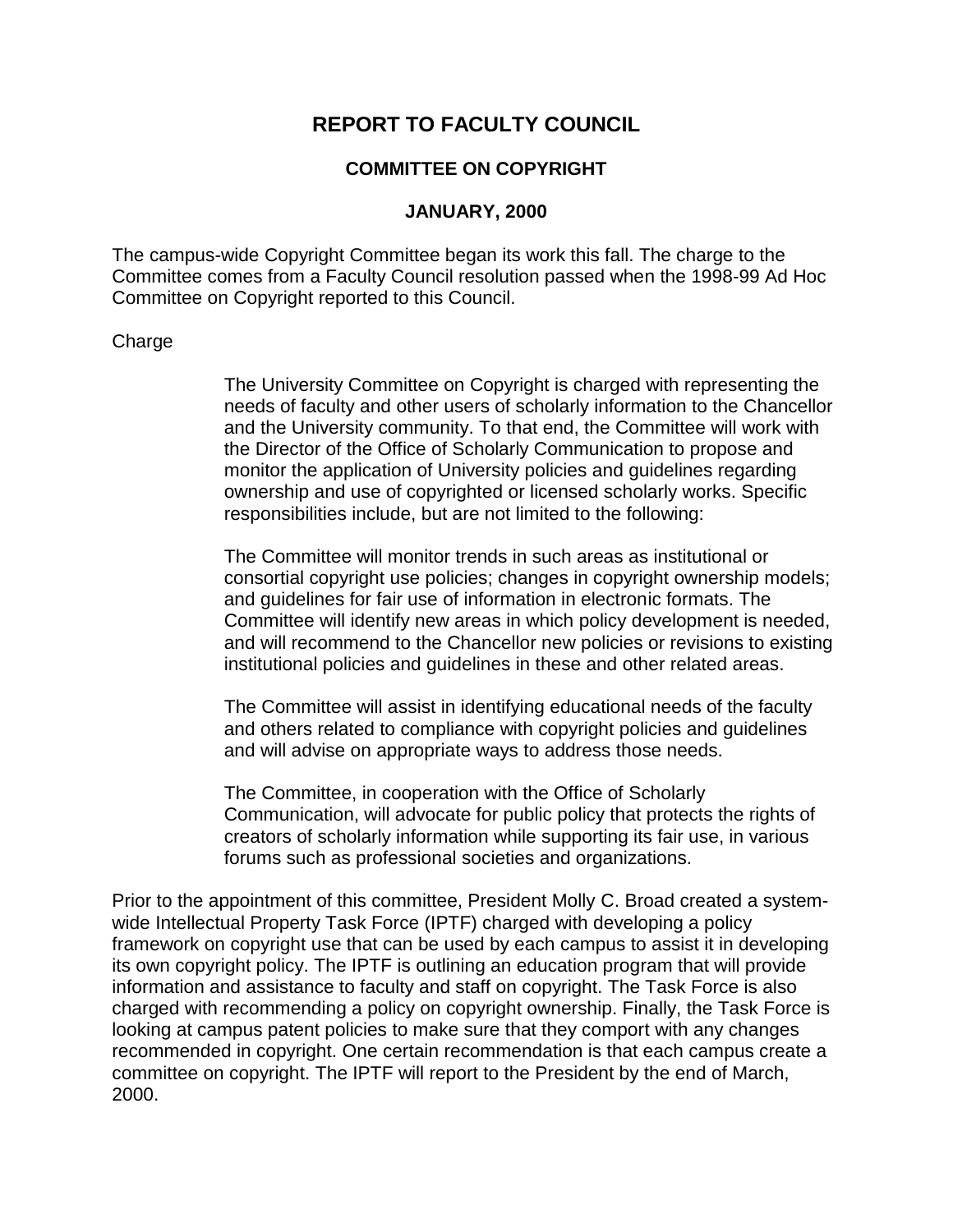# REPORT TO FACULTY COUNCIL

## COMMITTEE ON COPYRIGHT

### JANUARY, 2000

The campus-wide Copyright Committee began its work this fall. The charge to the Committee comes from a Faculty Council resolution passed when the 1998-99 Ad Hoc Committee on Copyright reported to this Council.

Charge

> The University Committee on Copyright is charged with representing the needs of faculty and other users of scholarly information to the Chancellor and the University community. To that end, the Committee will work with the Director of the Office of Scholarly Communication to propose and monitor the application of University policies and guidelines regarding ownership and use of copyrighted or licensed scholarly works. Specific responsibilities include, but are not limited to the following:
>
> The Committee will monitor trends in such areas as institutional or consortial copyright use policies; changes in copyright ownership models; and guidelines for fair use of information in electronic formats. The Committee will identify new areas in which policy development is needed, and will recommend to the Chancellor new policies or revisions to existing institutional policies and guidelines in these and other related areas.
>
> The Committee will assist in identifying educational needs of the faculty and others related to compliance with copyright policies and guidelines and will advise on appropriate ways to address those needs.
>
> The Committee, in cooperation with the Office of Scholarly Communication, will advocate for public policy that protects the rights of creators of scholarly information while supporting its fair use, in various forums such as professional societies and organizations.

Prior to the appointment of this committee, President Molly C. Broad created a system-wide Intellectual Property Task Force (IPTF) charged with developing a policy framework on copyright use that can be used by each campus to assist it in developing its own copyright policy. The IPTF is outlining an education program that will provide information and assistance to faculty and staff on copyright. The Task Force is also charged with recommending a policy on copyright ownership. Finally, the Task Force is looking at campus patent policies to make sure that they comport with any changes recommended in copyright. One certain recommendation is that each campus create a committee on copyright. The IPTF will report to the President by the end of March, 2000.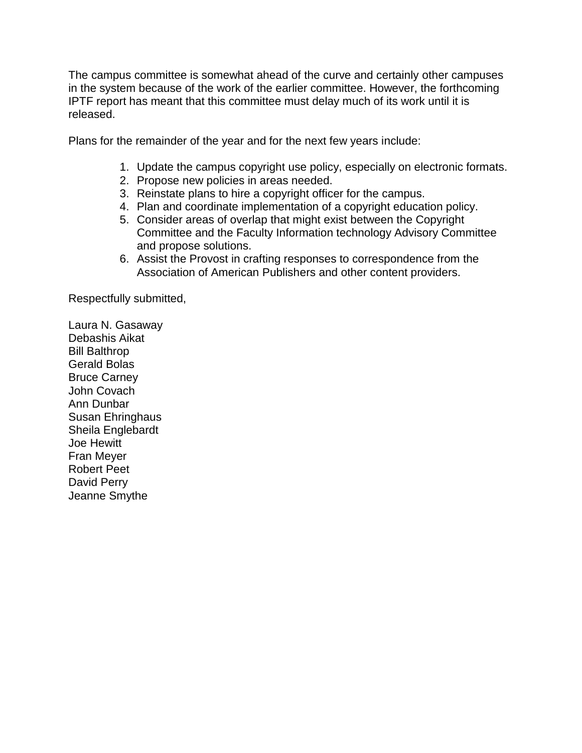The campus committee is somewhat ahead of the curve and certainly other campuses in the system because of the work of the earlier committee. However, the forthcoming IPTF report has meant that this committee must delay much of its work until it is released.

Plans for the remainder of the year and for the next few years include:

1. Update the campus copyright use policy, especially on electronic formats.
2. Propose new policies in areas needed.
3. Reinstate plans to hire a copyright officer for the campus.
4. Plan and coordinate implementation of a copyright education policy.
5. Consider areas of overlap that might exist between the Copyright Committee and the Faculty Information technology Advisory Committee and propose solutions.
6. Assist the Provost in crafting responses to correspondence from the Association of American Publishers and other content providers.

Respectfully submitted,

Laura N. Gasaway  
Debashis Aikat  
Bill Balthrop  
Gerald Bolas  
Bruce Carney  
John Covach  
Ann Dunbar  
Susan Ehringhaus  
Sheila Englebardt  
Joe Hewitt  
Fran Meyer  
Robert Peet  
David Perry  
Jeanne Smythe